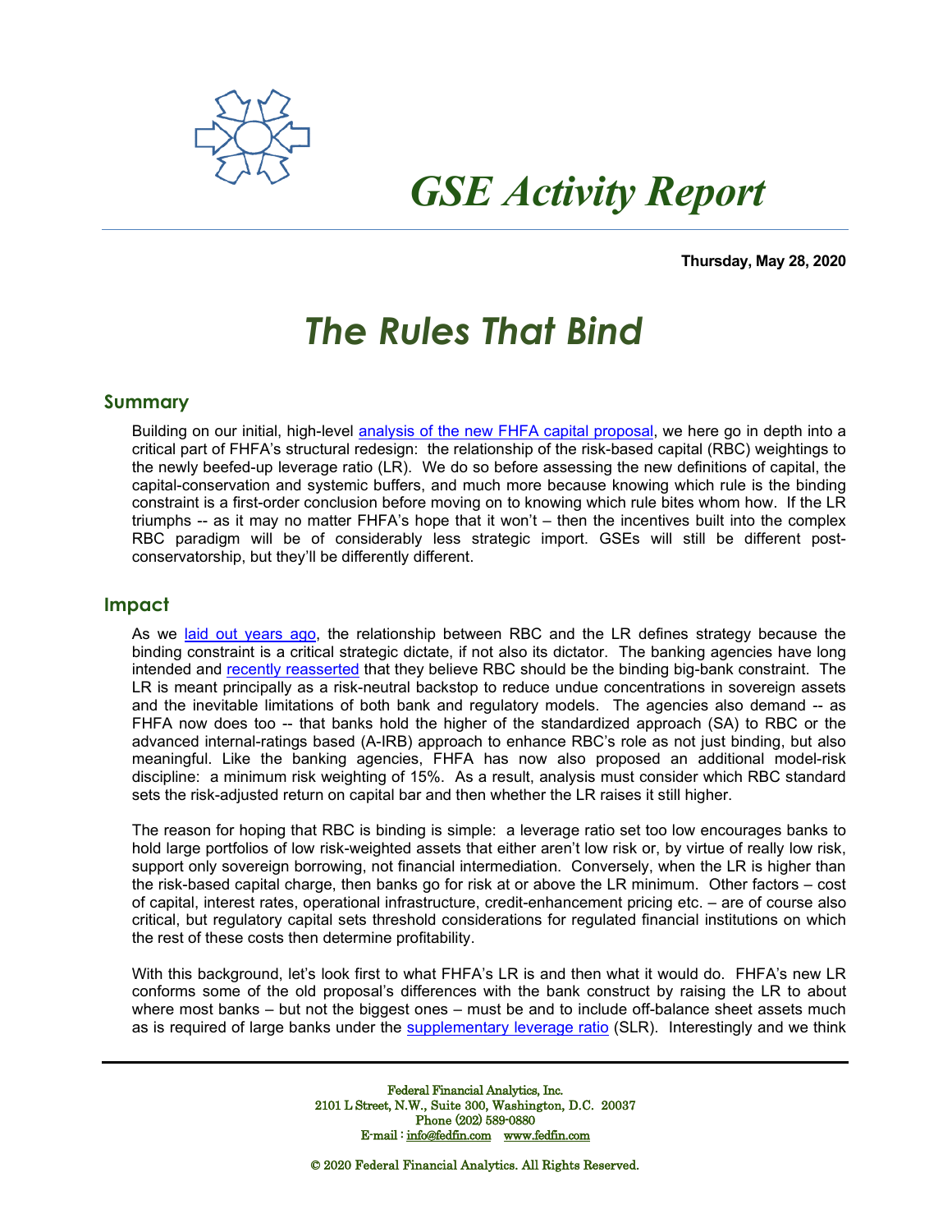# GSE Activity Report

**Thursday, May 28, 2020**

# *The Rules That Bind*

## Summary

Building on our initial, high-level analysis of the new FHFA capital proposal, we here go in depth into a critical part of FHFA's structural redesign: the relationship of the risk-based capital (RBC) weightings to the newly beefed-up leverage ratio (LR). We do so before assessing the new definitions of capital, the capital-conservation and systemic buffers, and much more because knowing which rule is the binding constraint is a first-order conclusion before moving on to knowing which rule bites whom how. If the LR triumphs -- as it may no matter FHFA's hope that it won't – then the incentives built into the complex RBC paradigm will be of considerably less strategic import. GSEs will still be different post-conservatorship, but they'll be differently different.

## Impact

As we laid out years ago, the relationship between RBC and the LR defines strategy because the binding constraint is a critical strategic dictate, if not also its dictator. The banking agencies have long intended and recently reasserted that they believe RBC should be the binding big-bank constraint. The LR is meant principally as a risk-neutral backstop to reduce undue concentrations in sovereign assets and the inevitable limitations of both bank and regulatory models. The agencies also demand -- as FHFA now does too -- that banks hold the higher of the standardized approach (SA) to RBC or the advanced internal-ratings based (A-IRB) approach to enhance RBC's role as not just binding, but also meaningful. Like the banking agencies, FHFA has now also proposed an additional model-risk discipline: a minimum risk weighting of 15%. As a result, analysis must consider which RBC standard sets the risk-adjusted return on capital bar and then whether the LR raises it still higher.

The reason for hoping that RBC is binding is simple: a leverage ratio set too low encourages banks to hold large portfolios of low risk-weighted assets that either aren't low risk or, by virtue of really low risk, support only sovereign borrowing, not financial intermediation. Conversely, when the LR is higher than the risk-based capital charge, then banks go for risk at or above the LR minimum. Other factors – cost of capital, interest rates, operational infrastructure, credit-enhancement pricing etc. – are of course also critical, but regulatory capital sets threshold considerations for regulated financial institutions on which the rest of these costs then determine profitability.

With this background, let's look first to what FHFA's LR is and then what it would do. FHFA's new LR conforms some of the old proposal's differences with the bank construct by raising the LR to about where most banks – but not the biggest ones – must be and to include off-balance sheet assets much as is required of large banks under the supplementary leverage ratio (SLR). Interestingly and we think

Federal Financial Analytics, Inc.
2101 L Street, N.W., Suite 300, Washington, D.C. 20037
Phone (202) 589-0880
E-mail : info@fedfin.com www.fedfin.com

© 2020 Federal Financial Analytics. All Rights Reserved.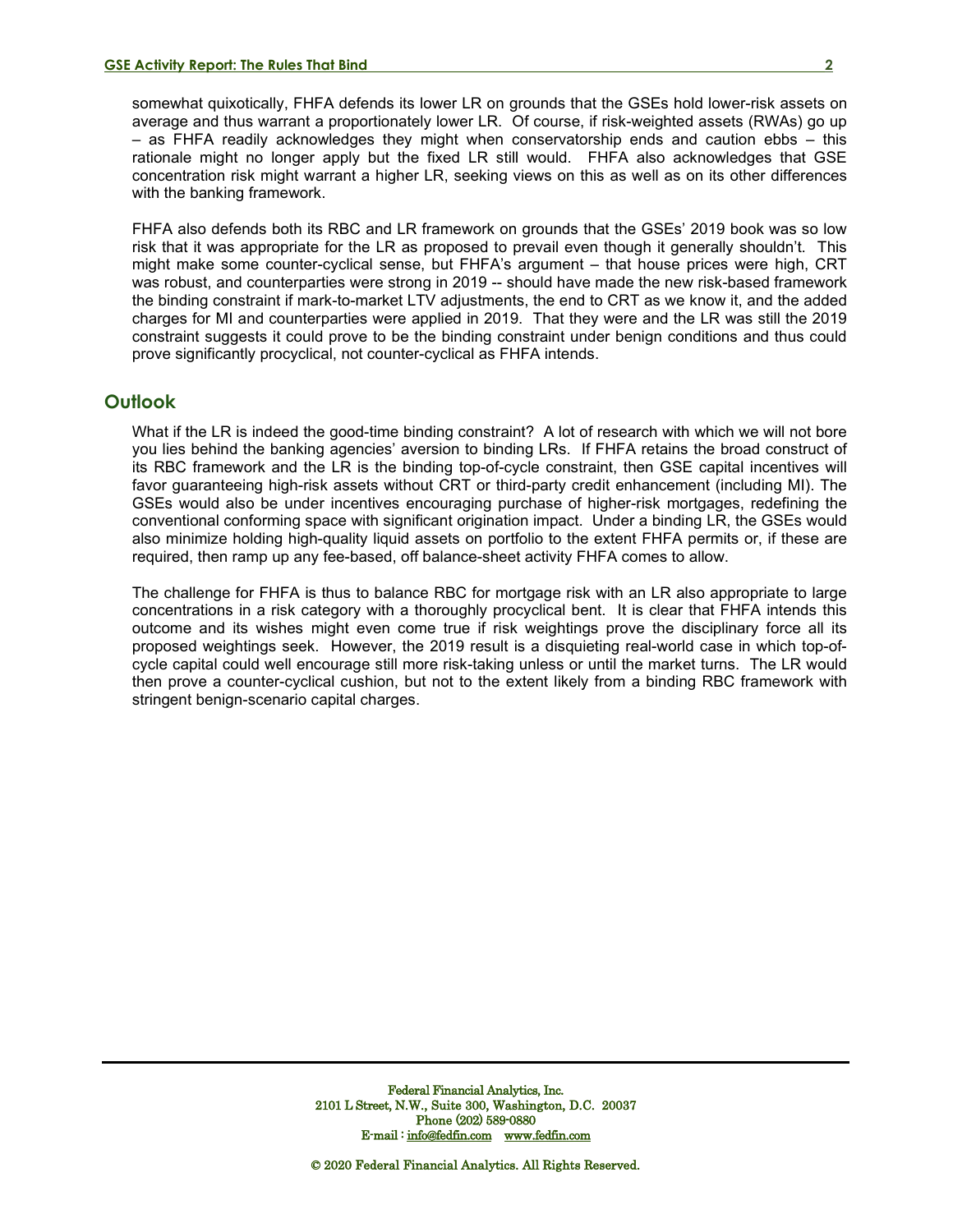somewhat quixotically, FHFA defends its lower LR on grounds that the GSEs hold lower-risk assets on average and thus warrant a proportionately lower LR. Of course, if risk-weighted assets (RWAs) go up – as FHFA readily acknowledges they might when conservatorship ends and caution ebbs – this rationale might no longer apply but the fixed LR still would. FHFA also acknowledges that GSE concentration risk might warrant a higher LR, seeking views on this as well as on its other differences with the banking framework.

FHFA also defends both its RBC and LR framework on grounds that the GSEs' 2019 book was so low risk that it was appropriate for the LR as proposed to prevail even though it generally shouldn't. This might make some counter-cyclical sense, but FHFA's argument – that house prices were high, CRT was robust, and counterparties were strong in 2019 -- should have made the new risk-based framework the binding constraint if mark-to-market LTV adjustments, the end to CRT as we know it, and the added charges for MI and counterparties were applied in 2019. That they were and the LR was still the 2019 constraint suggests it could prove to be the binding constraint under benign conditions and thus could prove significantly procyclical, not counter-cyclical as FHFA intends.

## Outlook

What if the LR is indeed the good-time binding constraint? A lot of research with which we will not bore you lies behind the banking agencies' aversion to binding LRs. If FHFA retains the broad construct of its RBC framework and the LR is the binding top-of-cycle constraint, then GSE capital incentives will favor guaranteeing high-risk assets without CRT or third-party credit enhancement (including MI). The GSEs would also be under incentives encouraging purchase of higher-risk mortgages, redefining the conventional conforming space with significant origination impact. Under a binding LR, the GSEs would also minimize holding high-quality liquid assets on portfolio to the extent FHFA permits or, if these are required, then ramp up any fee-based, off balance-sheet activity FHFA comes to allow.

The challenge for FHFA is thus to balance RBC for mortgage risk with an LR also appropriate to large concentrations in a risk category with a thoroughly procyclical bent. It is clear that FHFA intends this outcome and its wishes might even come true if risk weightings prove the disciplinary force all its proposed weightings seek. However, the 2019 result is a disquieting real-world case in which top-of-cycle capital could well encourage still more risk-taking unless or until the market turns. The LR would then prove a counter-cyclical cushion, but not to the extent likely from a binding RBC framework with stringent benign-scenario capital charges.

Federal Financial Analytics, Inc.
2101 L Street, N.W., Suite 300, Washington, D.C. 20037
Phone (202) 589-0880
E-mail : info@fedfin.com www.fedfin.com

© 2020 Federal Financial Analytics. All Rights Reserved.